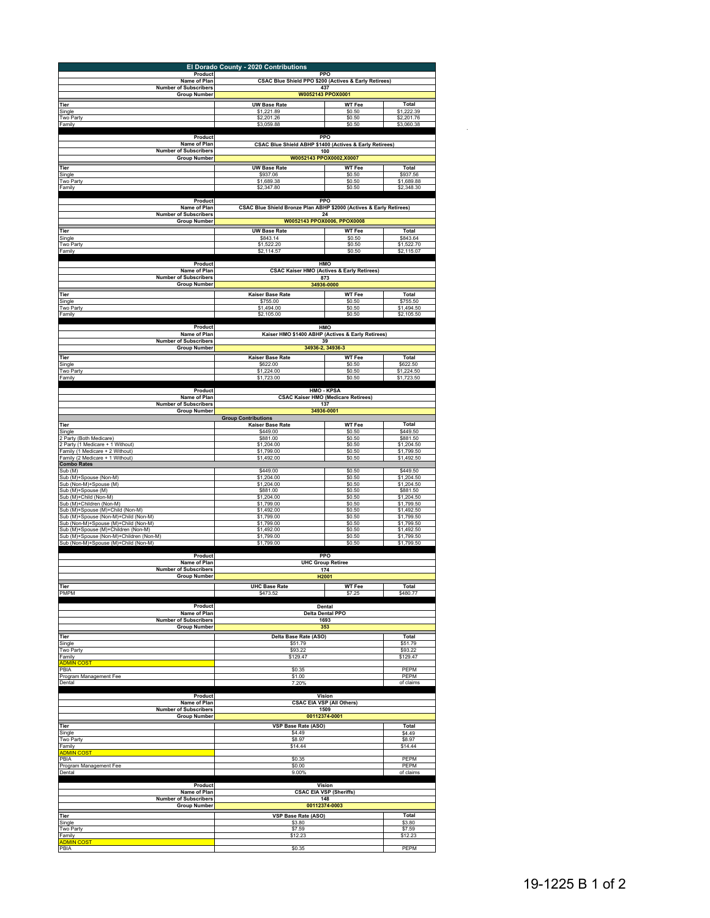# El Dorado County - 2020 Contributions

| Product | PPO | | |
|---|---|---|---|
| Name of Plan | CSAC Blue Shield PPO $200 (Actives & Early Retirees) | | |
| Number of Subscribers | 437 | | |
| Group Number | W0052143 PPOX0001 | | |
| **Tier** | **UW Base Rate** | **WT Fee** | **Total** |
| Single | $1,221.89 | $0.50 | $1,222.39 |
| Two Party | $2,201.26 | $0.50 | $2,201.76 |
| Family | $3,059.88 | $0.50 | $3,060.38 |

| Product | PPO | | |
|---|---|---|---|
| Name of Plan | CSAC Blue Shield ABHP $1400 (Actives & Early Retirees) | | |
| Number of Subscribers | 100 | | |
| Group Number | W0052143 PPOX0002,X0007 | | |
| **Tier** | **UW Base Rate** | **WT Fee** | **Total** |
| Single | $937.06 | $0.50 | $937.56 |
| Two Party | $1,689.38 | $0.50 | $1,689.88 |
| Family | $2,347.80 | $0.50 | $2,348.30 |

| Product | PPO | | |
|---|---|---|---|
| Name of Plan | CSAC Blue Shield Bronze Plan ABHP $2000 (Actives & Early Retirees) | | |
| Number of Subscribers | 24 | | |
| Group Number | W0052143 PPOX0006, PPOX0008 | | |
| **Tier** | **UW Base Rate** | **WT Fee** | **Total** |
| Single | $843.14 | $0.50 | $843.64 |
| Two Party | $1,522.20 | $0.50 | $1,522.70 |
| Family | $2,114.57 | $0.50 | $2,115.07 |

| Product | HMO | | |
|---|---|---|---|
| Name of Plan | CSAC Kaiser HMO (Actives & Early Retirees) | | |
| Number of Subscribers | 873 | | |
| Group Number | 34936-0000 | | |
| **Tier** | **Kaiser Base Rate** | **WT Fee** | **Total** |
| Single | $755.00 | $0.50 | $755.50 |
| Two Party | $1,494.00 | $0.50 | $1,494.50 |
| Family | $2,105.00 | $0.50 | $2,105.50 |

| Product | HMO | | |
|---|---|---|---|
| Name of Plan | Kaiser HMO $1400 ABHP (Actives & Early Retirees) | | |
| Number of Subscribers | 39 | | |
| Group Number | 34936-2, 34936-3 | | |
| **Tier** | **Kaiser Base Rate** | **WT Fee** | **Total** |
| Single | $622.00 | $0.50 | $622.50 |
| Two Party | $1,224.00 | $0.50 | $1,224.50 |
| Family | $1,723.00 | $0.50 | $1,723.50 |

| Product | HMO - KPSA | | |
|---|---|---|---|
| Name of Plan | CSAC Kaiser HMO (Medicare Retirees) | | |
| Number of Subscribers | 137 | | |
| Group Number | 34936-0001 | | |
| | **Group Contributions** | | |
| **Tier** | **Kaiser Base Rate** | **WT Fee** | **Total** |
| Single | $449.00 | $0.50 | $449.50 |
| 2 Party (Both Medicare) | $881.00 | $0.50 | $881.50 |
| 2 Party (1 Medicare + 1 Without) | $1,204.00 | $0.50 | $1,204.50 |
| Family (1 Medicare + 2 Without) | $1,799.00 | $0.50 | $1,799.50 |
| Family (2 Medicare + 1 Without) | $1,492.00 | $0.50 | $1,492.50 |
| **Combo Rates** | | | |
| Sub (M) | $449.00 | $0.50 | $449.50 |
| Sub (M)+Spouse (Non-M) | $1,204.00 | $0.50 | $1,204.50 |
| Sub (Non-M)+Spouse (M) | $1,204.00 | $0.50 | $1,204.50 |
| Sub (M)+Spouse (M) | $881.00 | $0.50 | $881.50 |
| Sub (M)+Child (Non-M) | $1,204.00 | $0.50 | $1,204.50 |
| Sub (M)+Children (Non-M) | $1,799.00 | $0.50 | $1,799.50 |
| Sub (M)+Spouse (M)+Child (Non-M) | $1,492.00 | $0.50 | $1,492.50 |
| Sub (M)+Spouse (Non-M)+Child (Non-M) | $1,799.00 | $0.50 | $1,799.50 |
| Sub (Non-M)+Spouse (M)+Child (Non-M) | $1,799.00 | $0.50 | $1,799.50 |
| Sub (M)+Spouse (M)+Children (Non-M) | $1,492.00 | $0.50 | $1,492.50 |
| Sub (M)+Spouse (Non-M)+Children (Non-M) | $1,799.00 | $0.50 | $1,799.50 |
| Sub (Non-M)+Spouse (M)+Child (Non-M) | $1,799.00 | $0.50 | $1,799.50 |

| Product | PPO | | |
|---|---|---|---|
| Name of Plan | UHC Group Retiree | | |
| Number of Subscribers | 174 | | |
| Group Number | H2001 | | |
| **Tier** | **UHC Base Rate** | **WT Fee** | **Total** |
| PMPM | $473.52 | $7.25 | $480.77 |

| Product | Dental | |
|---|---|---|
| Name of Plan | Delta Dental PPO | |
| Number of Subscribers | 1693 | |
| Group Number | 353 | |
| **Tier** | **Delta Base Rate (ASO)** | **Total** |
| Single | $51.79 | $51.79 |
| Two Party | $93.22 | $93.22 |
| Family | $129.47 | $129.47 |
| ADMIN COST | | |
| PBIA | $0.35 | PEPM |
| Program Management Fee | $1.00 | PEPM |
| Dental | 7.20% | of claims |

| Product | Vision | |
|---|---|---|
| Name of Plan | CSAC EIA VSP (All Others) | |
| Number of Subscribers | 1509 | |
| Group Number | 00112374-0001 | |
| **Tier** | **VSP Base Rate (ASO)** | **Total** |
| Single | $4.49 | $4.49 |
| Two Party | $8.97 | $8.97 |
| Family | $14.44 | $14.44 |
| ADMIN COST | | |
| PBIA | $0.35 | PEPM |
| Program Management Fee | $0.00 | PEPM |
| Dental | 9.00% | of claims |

| Product | Vision | |
|---|---|---|
| Name of Plan | CSAC EIA VSP (Sheriffs) | |
| Number of Subscribers | 148 | |
| Group Number | 00112374-0003 | |
| **Tier** | **VSP Base Rate (ASO)** | **Total** |
| Single | $3.80 | $3.80 |
| Two Party | $7.59 | $7.59 |
| Family | $12.23 | $12.23 |
| ADMIN COST | | |
| PBIA | $0.35 | PEPM |

19-1225 B 1 of 2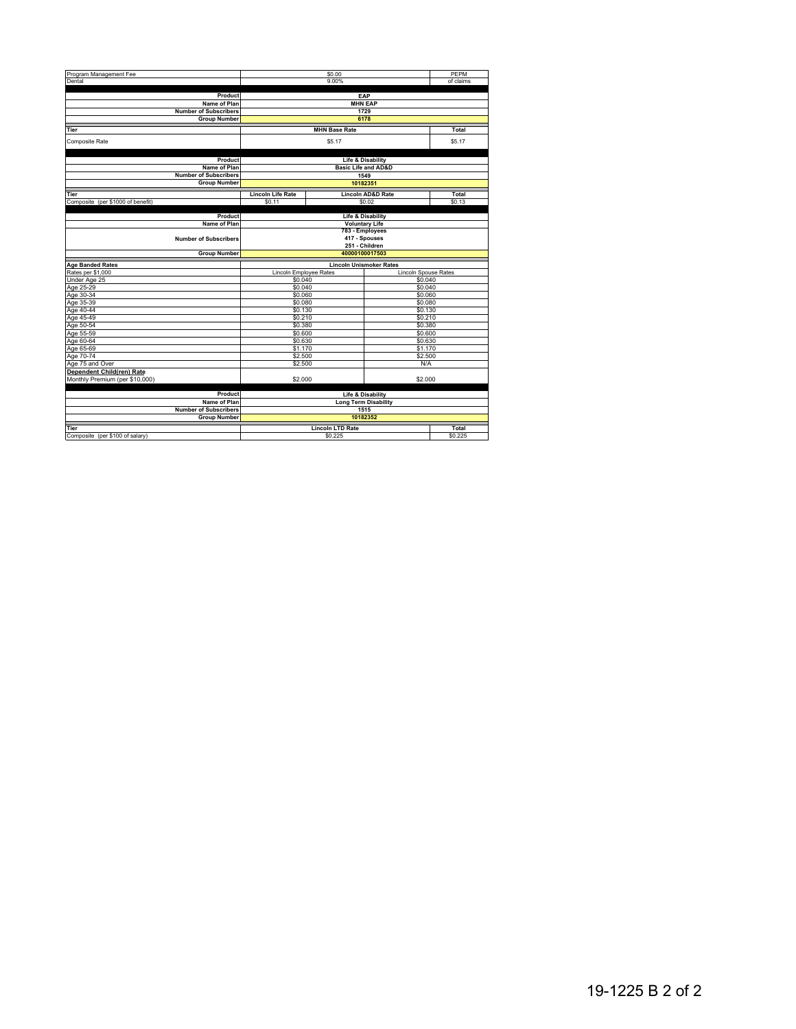| | | |
|---|---|---|
| Program Management Fee | $0.00 | PEPM |
| Dental | 9.00% | of claims |

| | | |
|---|---|---|
| **Product** | **EAP** | |
| **Name of Plan** | **MHN EAP** | |
| **Number of Subscribers** | **1729** | |
| **Group Number** | **6178** | |
| **Tier** | **MHN Base Rate** | **Total** |
| Composite Rate | $5.17 | $5.17 |

| | | | |
|---|---|---|---|
| **Product** | **Life & Disability** | | |
| **Name of Plan** | **Basic Life and AD&D** | | |
| **Number of Subscribers** | **1549** | | |
| **Group Number** | **10182351** | | |
| **Tier** | **Lincoln Life Rate** | **Lincoln AD&D Rate** | **Total** |
| Composite (per $1000 of benefit) | $0.11 | $0.02 | $0.13 |

| | | |
|---|---|---|
| **Product** | **Life & Disability** | |
| **Name of Plan** | **Voluntary Life** | |
| **Number of Subscribers** | **783 - Employees**<br>**417 - Spouses**<br>**251 - Children** | |
| **Group Number** | **40000100017503** | |
| **Age Banded Rates** | **Lincoln Unismoker Rates** | |
| Rates per $1,000 | Lincoln Employee Rates | Lincoln Spouse Rates |
| Under Age 25 | $0.040 | $0.040 |
| Age 25-29 | $0.040 | $0.040 |
| Age 30-34 | $0.060 | $0.060 |
| Age 35-39 | $0.080 | $0.080 |
| Age 40-44 | $0.130 | $0.130 |
| Age 45-49 | $0.210 | $0.210 |
| Age 50-54 | $0.380 | $0.380 |
| Age 55-59 | $0.600 | $0.600 |
| Age 60-64 | $0.630 | $0.630 |
| Age 65-69 | $1.170 | $1.170 |
| Age 70-74 | $2.500 | $2.500 |
| Age 75 and Over | $2.500 | N/A |
| **Dependent Child(ren) Rate**<br>Monthly Premium (per $10,000) | $2.000 | $2.000 |

| | | |
|---|---|---|
| **Product** | **Life & Disability** | |
| **Name of Plan** | **Long Term Disability** | |
| **Number of Subscribers** | **1515** | |
| **Group Number** | **10182352** | |
| **Tier** | **Lincoln LTD Rate** | **Total** |
| Composite (per $100 of salary) | $0.225 | $0.225 |

19-1225 B 2 of 2